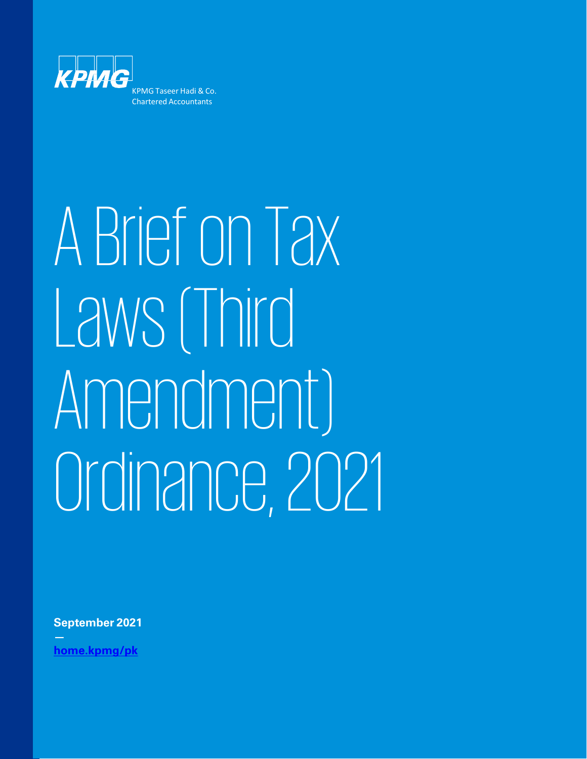KPMG

KPMG Taseer Hadi & Co.
Chartered Accountants

# A Brief on Tax Laws (Third Amendment) Ordinance, 2021

**September 2021**

—

**home.kpmg/pk**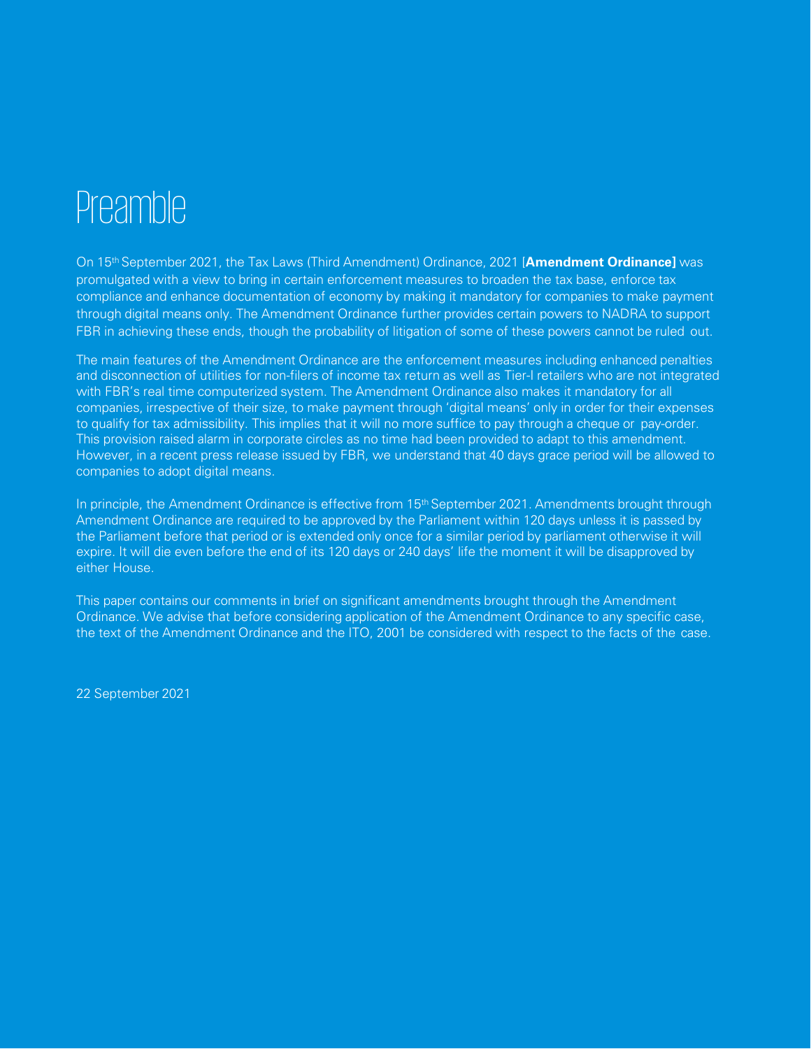# Preamble

On 15th September 2021, the Tax Laws (Third Amendment) Ordinance, 2021 [**Amendment Ordinance]** was promulgated with a view to bring in certain enforcement measures to broaden the tax base, enforce tax compliance and enhance documentation of economy by making it mandatory for companies to make payment through digital means only. The Amendment Ordinance further provides certain powers to NADRA to support FBR in achieving these ends, though the probability of litigation of some of these powers cannot be ruled out.

The main features of the Amendment Ordinance are the enforcement measures including enhanced penalties and disconnection of utilities for non-filers of income tax return as well as Tier-I retailers who are not integrated with FBR's real time computerized system. The Amendment Ordinance also makes it mandatory for all companies, irrespective of their size, to make payment through 'digital means' only in order for their expenses to qualify for tax admissibility. This implies that it will no more suffice to pay through a cheque or pay-order. This provision raised alarm in corporate circles as no time had been provided to adapt to this amendment. However, in a recent press release issued by FBR, we understand that 40 days grace period will be allowed to companies to adopt digital means.

In principle, the Amendment Ordinance is effective from 15th September 2021. Amendments brought through Amendment Ordinance are required to be approved by the Parliament within 120 days unless it is passed by the Parliament before that period or is extended only once for a similar period by parliament otherwise it will expire. It will die even before the end of its 120 days or 240 days' life the moment it will be disapproved by either House.

This paper contains our comments in brief on significant amendments brought through the Amendment Ordinance. We advise that before considering application of the Amendment Ordinance to any specific case, the text of the Amendment Ordinance and the ITO, 2001 be considered with respect to the facts of the case.

22 September 2021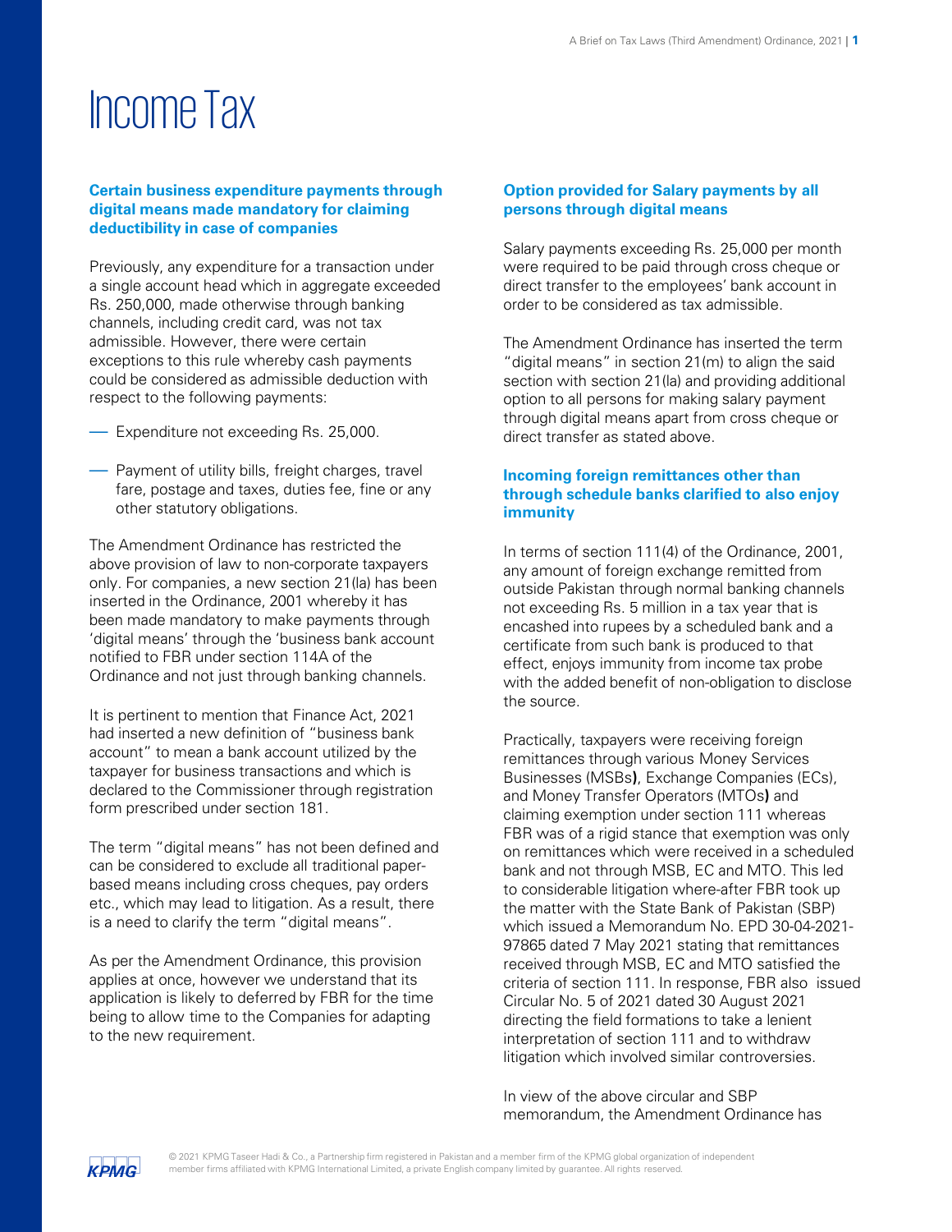# Income Tax

### Certain business expenditure payments through digital means made mandatory for claiming deductibility in case of companies

Previously, any expenditure for a transaction under a single account head which in aggregate exceeded Rs. 250,000, made otherwise through banking channels, including credit card, was not tax admissible. However, there were certain exceptions to this rule whereby cash payments could be considered as admissible deduction with respect to the following payments:

- Expenditure not exceeding Rs. 25,000.
- Payment of utility bills, freight charges, travel fare, postage and taxes, duties fee, fine or any other statutory obligations.

The Amendment Ordinance has restricted the above provision of law to non-corporate taxpayers only. For companies, a new section 21(la) has been inserted in the Ordinance, 2001 whereby it has been made mandatory to make payments through 'digital means' through the 'business bank account notified to FBR under section 114A of the Ordinance and not just through banking channels.

It is pertinent to mention that Finance Act, 2021 had inserted a new definition of "business bank account" to mean a bank account utilized by the taxpayer for business transactions and which is declared to the Commissioner through registration form prescribed under section 181.

The term "digital means" has not been defined and can be considered to exclude all traditional paper-based means including cross cheques, pay orders etc., which may lead to litigation. As a result, there is a need to clarify the term "digital means".

As per the Amendment Ordinance, this provision applies at once, however we understand that its application is likely to deferred by FBR for the time being to allow time to the Companies for adapting to the new requirement.

### Option provided for Salary payments by all persons through digital means

Salary payments exceeding Rs. 25,000 per month were required to be paid through cross cheque or direct transfer to the employees' bank account in order to be considered as tax admissible.

The Amendment Ordinance has inserted the term "digital means" in section 21(m) to align the said section with section 21(la) and providing additional option to all persons for making salary payment through digital means apart from cross cheque or direct transfer as stated above.

### Incoming foreign remittances other than through schedule banks clarified to also enjoy immunity

In terms of section 111(4) of the Ordinance, 2001, any amount of foreign exchange remitted from outside Pakistan through normal banking channels not exceeding Rs. 5 million in a tax year that is encashed into rupees by a scheduled bank and a certificate from such bank is produced to that effect, enjoys immunity from income tax probe with the added benefit of non-obligation to disclose the source.

Practically, taxpayers were receiving foreign remittances through various Money Services Businesses (MSBs**)**, Exchange Companies (ECs), and Money Transfer Operators (MTOs**)** and claiming exemption under section 111 whereas FBR was of a rigid stance that exemption was only on remittances which were received in a scheduled bank and not through MSB, EC and MTO. This led to considerable litigation where-after FBR took up the matter with the State Bank of Pakistan (SBP) which issued a Memorandum No. EPD 30-04-2021-97865 dated 7 May 2021 stating that remittances received through MSB, EC and MTO satisfied the criteria of section 111. In response, FBR also issued Circular No. 5 of 2021 dated 30 August 2021 directing the field formations to take a lenient interpretation of section 111 and to withdraw litigation which involved similar controversies.

In view of the above circular and SBP memorandum, the Amendment Ordinance has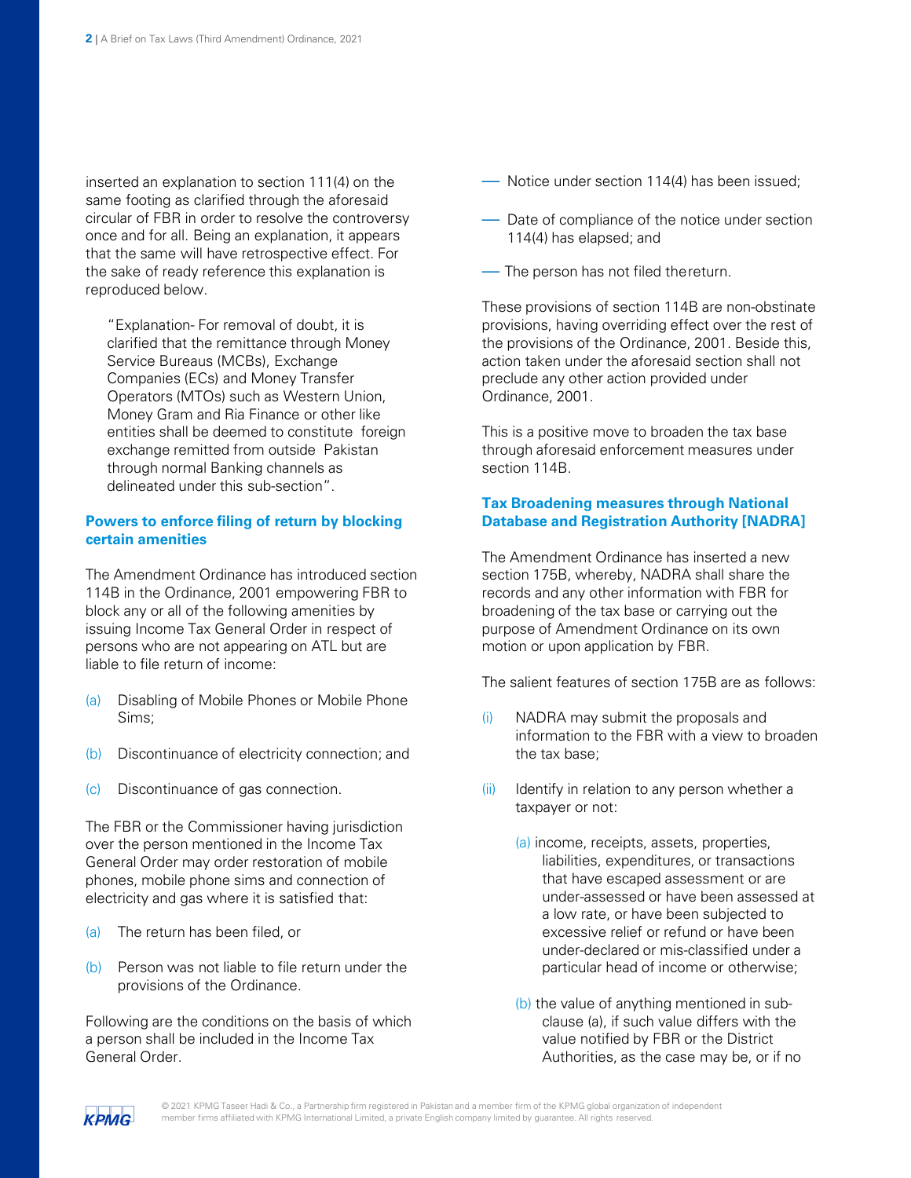inserted an explanation to section 111(4) on the same footing as clarified through the aforesaid circular of FBR in order to resolve the controversy once and for all. Being an explanation, it appears that the same will have retrospective effect. For the sake of ready reference this explanation is reproduced below.

> "Explanation- For removal of doubt, it is clarified that the remittance through Money Service Bureaus (MCBs), Exchange Companies (ECs) and Money Transfer Operators (MTOs) such as Western Union, Money Gram and Ria Finance or other like entities shall be deemed to constitute foreign exchange remitted from outside Pakistan through normal Banking channels as delineated under this sub-section".

### Powers to enforce filing of return by blocking certain amenities

The Amendment Ordinance has introduced section 114B in the Ordinance, 2001 empowering FBR to block any or all of the following amenities by issuing Income Tax General Order in respect of persons who are not appearing on ATL but are liable to file return of income:

(a) Disabling of Mobile Phones or Mobile Phone Sims;

(b) Discontinuance of electricity connection; and

(c) Discontinuance of gas connection.

The FBR or the Commissioner having jurisdiction over the person mentioned in the Income Tax General Order may order restoration of mobile phones, mobile phone sims and connection of electricity and gas where it is satisfied that:

(a) The return has been filed, or

(b) Person was not liable to file return under the provisions of the Ordinance.

Following are the conditions on the basis of which a person shall be included in the Income Tax General Order.

- Notice under section 114(4) has been issued;
- Date of compliance of the notice under section 114(4) has elapsed; and
- The person has not filed the return.

These provisions of section 114B are non-obstinate provisions, having overriding effect over the rest of the provisions of the Ordinance, 2001. Beside this, action taken under the aforesaid section shall not preclude any other action provided under Ordinance, 2001.

This is a positive move to broaden the tax base through aforesaid enforcement measures under section 114B.

### Tax Broadening measures through National Database and Registration Authority [NADRA]

The Amendment Ordinance has inserted a new section 175B, whereby, NADRA shall share the records and any other information with FBR for broadening of the tax base or carrying out the purpose of Amendment Ordinance on its own motion or upon application by FBR.

The salient features of section 175B are as follows:

(i) NADRA may submit the proposals and information to the FBR with a view to broaden the tax base;

(ii) Identify in relation to any person whether a taxpayer or not:

   (a) income, receipts, assets, properties, liabilities, expenditures, or transactions that have escaped assessment or are under-assessed or have been assessed at a low rate, or have been subjected to excessive relief or refund or have been under-declared or mis-classified under a particular head of income or otherwise;

   (b) the value of anything mentioned in sub-clause (a), if such value differs with the value notified by FBR or the District Authorities, as the case may be, or if no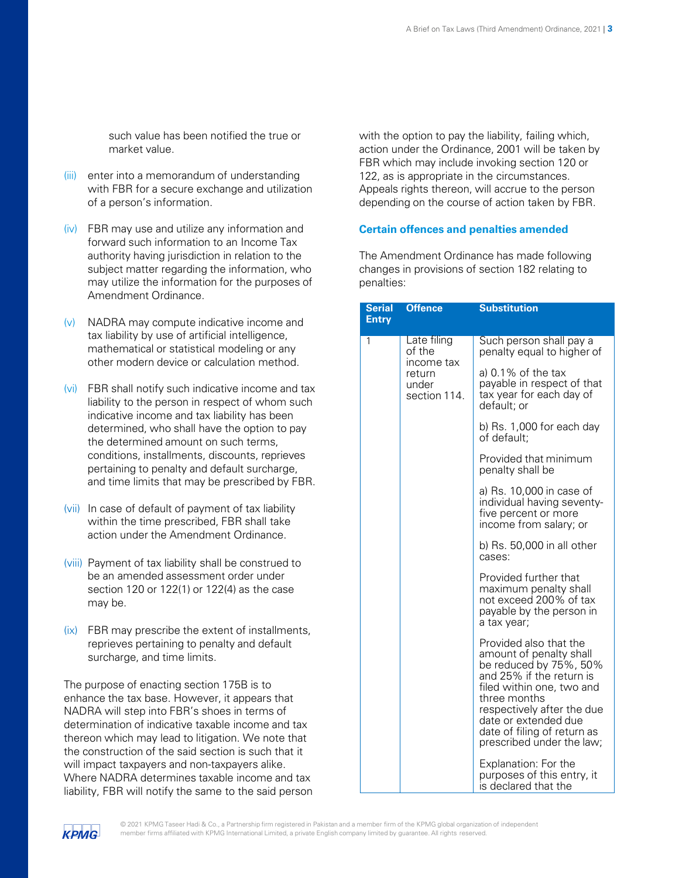such value has been notified the true or market value.

(iii) enter into a memorandum of understanding with FBR for a secure exchange and utilization of a person's information.

(iv) FBR may use and utilize any information and forward such information to an Income Tax authority having jurisdiction in relation to the subject matter regarding the information, who may utilize the information for the purposes of Amendment Ordinance.

(v) NADRA may compute indicative income and tax liability by use of artificial intelligence, mathematical or statistical modeling or any other modern device or calculation method.

(vi) FBR shall notify such indicative income and tax liability to the person in respect of whom such indicative income and tax liability has been determined, who shall have the option to pay the determined amount on such terms, conditions, installments, discounts, reprieves pertaining to penalty and default surcharge, and time limits that may be prescribed by FBR.

(vii) In case of default of payment of tax liability within the time prescribed, FBR shall take action under the Amendment Ordinance.

(viii) Payment of tax liability shall be construed to be an amended assessment order under section 120 or 122(1) or 122(4) as the case may be.

(ix) FBR may prescribe the extent of installments, reprieves pertaining to penalty and default surcharge, and time limits.

The purpose of enacting section 175B is to enhance the tax base. However, it appears that NADRA will step into FBR's shoes in terms of determination of indicative taxable income and tax thereon which may lead to litigation. We note that the construction of the said section is such that it will impact taxpayers and non-taxpayers alike. Where NADRA determines taxable income and tax liability, FBR will notify the same to the said person with the option to pay the liability, failing which, action under the Ordinance, 2001 will be taken by FBR which may include invoking section 120 or 122, as is appropriate in the circumstances. Appeals rights thereon, will accrue to the person depending on the course of action taken by FBR.

### Certain offences and penalties amended

The Amendment Ordinance has made following changes in provisions of section 182 relating to penalties:

| Serial Entry | Offence | Substitution |
|---|---|---|
| 1 | Late filing of the income tax return under section 114. | Such person shall pay a penalty equal to higher of<br><br>a) 0.1% of the tax payable in respect of that tax year for each day of default; or<br><br>b) Rs. 1,000 for each day of default;<br><br>Provided that minimum penalty shall be<br><br>a) Rs. 10,000 in case of individual having seventy-five percent or more income from salary; or<br><br>b) Rs. 50,000 in all other cases:<br><br>Provided further that maximum penalty shall not exceed 200% of tax payable by the person in a tax year;<br><br>Provided also that the amount of penalty shall be reduced by 75%, 50% and 25% if the return is filed within one, two and three months respectively after the due date or extended due date of filing of return as prescribed under the law;<br><br>Explanation: For the purposes of this entry, it is declared that the |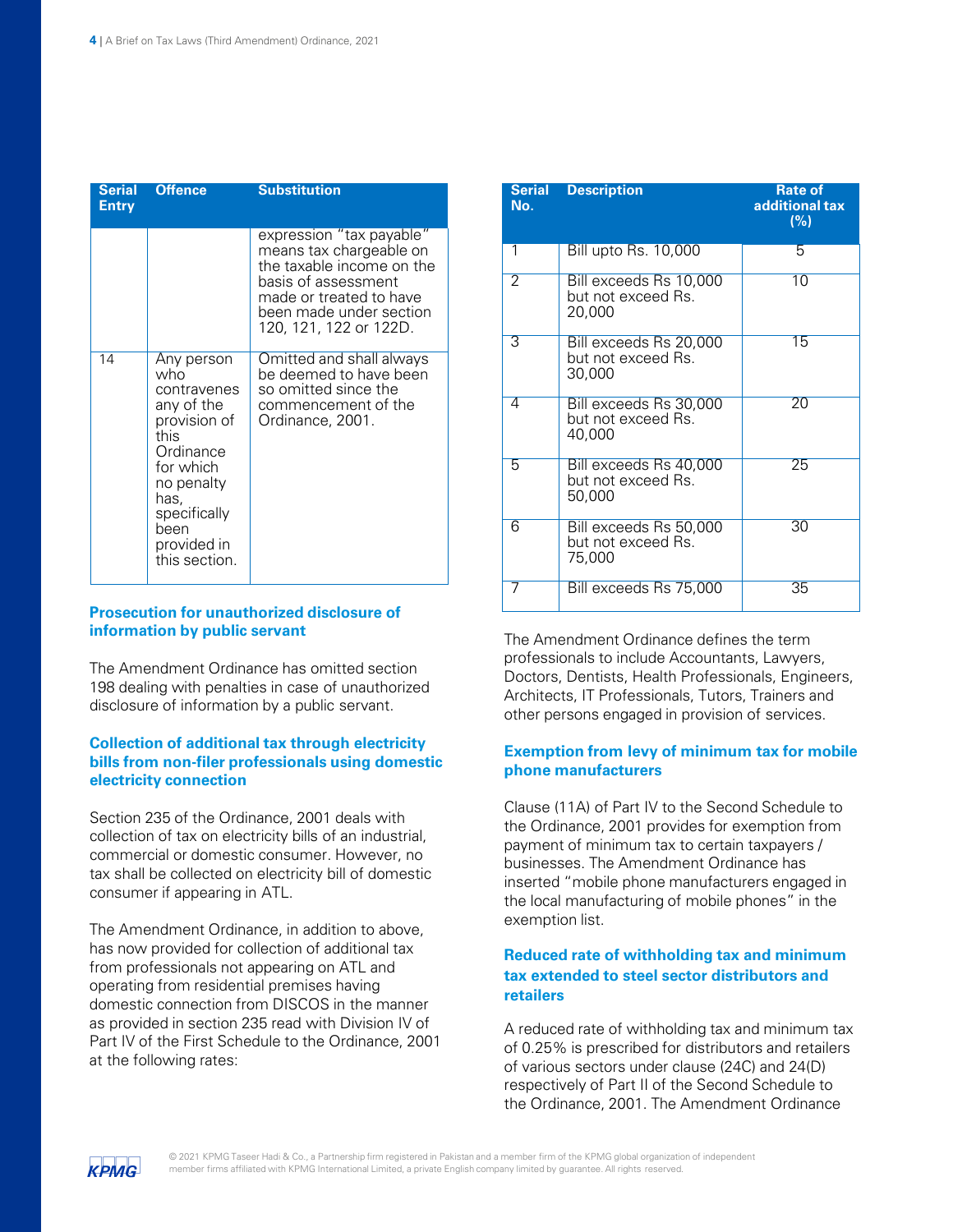| Serial Entry | Offence | Substitution |
|---|---|---|
| | | expression "tax payable" means tax chargeable on the taxable income on the basis of assessment made or treated to have been made under section 120, 121, 122 or 122D. |
| 14 | Any person who contravenes any of the provision of this Ordinance for which no penalty has, specifically been provided in this section. | Omitted and shall always be deemed to have been so omitted since the commencement of the Ordinance, 2001. |

### Prosecution for unauthorized disclosure of information by public servant

The Amendment Ordinance has omitted section 198 dealing with penalties in case of unauthorized disclosure of information by a public servant.

### Collection of additional tax through electricity bills from non-filer professionals using domestic electricity connection

Section 235 of the Ordinance, 2001 deals with collection of tax on electricity bills of an industrial, commercial or domestic consumer. However, no tax shall be collected on electricity bill of domestic consumer if appearing in ATL.

The Amendment Ordinance, in addition to above, has now provided for collection of additional tax from professionals not appearing on ATL and operating from residential premises having domestic connection from DISCOS in the manner as provided in section 235 read with Division IV of Part IV of the First Schedule to the Ordinance, 2001 at the following rates:

| Serial No. | Description | Rate of additional tax (%) |
|---|---|---|
| 1 | Bill upto Rs. 10,000 | 5 |
| 2 | Bill exceeds Rs 10,000 but not exceed Rs. 20,000 | 10 |
| 3 | Bill exceeds Rs 20,000 but not exceed Rs. 30,000 | 15 |
| 4 | Bill exceeds Rs 30,000 but not exceed Rs. 40,000 | 20 |
| 5 | Bill exceeds Rs 40,000 but not exceed Rs. 50,000 | 25 |
| 6 | Bill exceeds Rs 50,000 but not exceed Rs. 75,000 | 30 |
| 7 | Bill exceeds Rs 75,000 | 35 |

The Amendment Ordinance defines the term professionals to include Accountants, Lawyers, Doctors, Dentists, Health Professionals, Engineers, Architects, IT Professionals, Tutors, Trainers and other persons engaged in provision of services.

### Exemption from levy of minimum tax for mobile phone manufacturers

Clause (11A) of Part IV to the Second Schedule to the Ordinance, 2001 provides for exemption from payment of minimum tax to certain taxpayers / businesses. The Amendment Ordinance has inserted "mobile phone manufacturers engaged in the local manufacturing of mobile phones" in the exemption list.

### Reduced rate of withholding tax and minimum tax extended to steel sector distributors and retailers

A reduced rate of withholding tax and minimum tax of 0.25% is prescribed for distributors and retailers of various sectors under clause (24C) and 24(D) respectively of Part II of the Second Schedule to the Ordinance, 2001. The Amendment Ordinance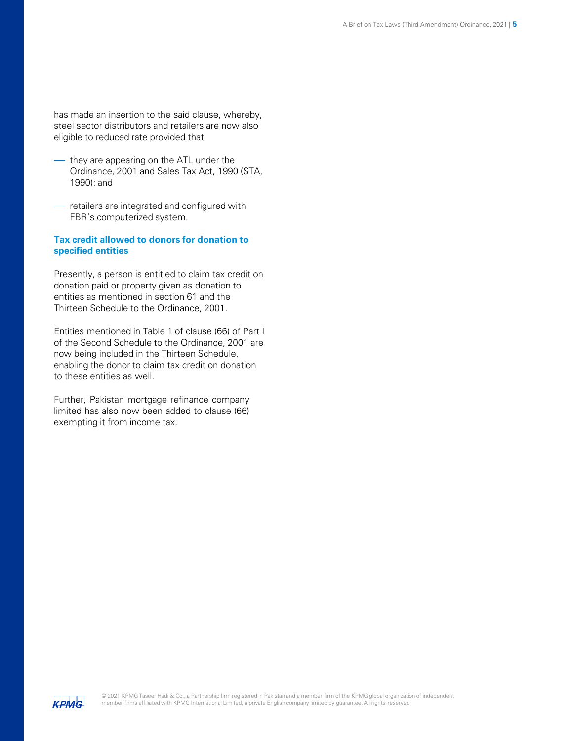has made an insertion to the said clause, whereby, steel sector distributors and retailers are now also eligible to reduced rate provided that

- they are appearing on the ATL under the Ordinance, 2001 and Sales Tax Act, 1990 (STA, 1990): and
- retailers are integrated and configured with FBR's computerized system.

**Tax credit allowed to donors for donation to specified entities**

Presently, a person is entitled to claim tax credit on donation paid or property given as donation to entities as mentioned in section 61 and the Thirteen Schedule to the Ordinance, 2001.

Entities mentioned in Table 1 of clause (66) of Part I of the Second Schedule to the Ordinance, 2001 are now being included in the Thirteen Schedule, enabling the donor to claim tax credit on donation to these entities as well.

Further, Pakistan mortgage refinance company limited has also now been added to clause (66) exempting it from income tax.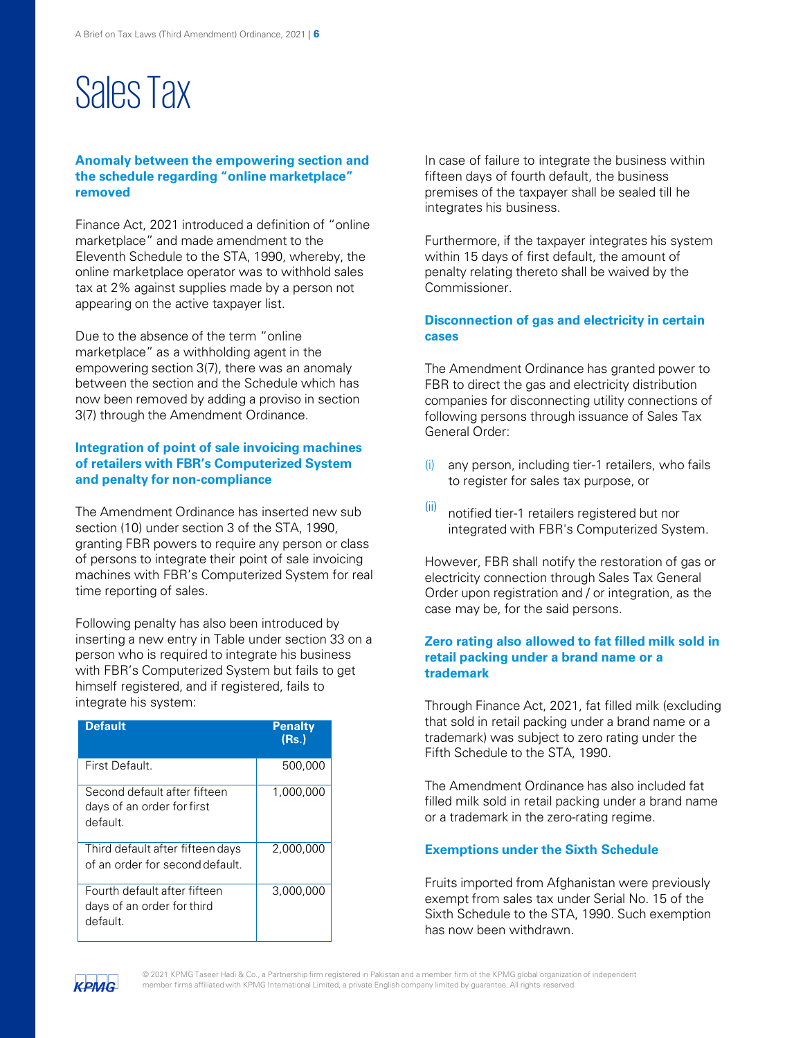# Sales Tax

### Anomaly between the empowering section and the schedule regarding "online marketplace" removed

Finance Act, 2021 introduced a definition of "online marketplace" and made amendment to the Eleventh Schedule to the STA, 1990, whereby, the online marketplace operator was to withhold sales tax at 2% against supplies made by a person not appearing on the active taxpayer list.

Due to the absence of the term "online marketplace" as a withholding agent in the empowering section 3(7), there was an anomaly between the section and the Schedule which has now been removed by adding a proviso in section 3(7) through the Amendment Ordinance.

### Integration of point of sale invoicing machines of retailers with FBR's Computerized System and penalty for non-compliance

The Amendment Ordinance has inserted new sub section (10) under section 3 of the STA, 1990, granting FBR powers to require any person or class of persons to integrate their point of sale invoicing machines with FBR's Computerized System for real time reporting of sales.

Following penalty has also been introduced by inserting a new entry in Table under section 33 on a person who is required to integrate his business with FBR's Computerized System but fails to get himself registered, and if registered, fails to integrate his system:

| Default | Penalty (Rs.) |
|---|---|
| First Default. | 500,000 |
| Second default after fifteen days of an order for first default. | 1,000,000 |
| Third default after fifteen days of an order for second default. | 2,000,000 |
| Fourth default after fifteen days of an order for third default. | 3,000,000 |

In case of failure to integrate the business within fifteen days of fourth default, the business premises of the taxpayer shall be sealed till he integrates his business.

Furthermore, if the taxpayer integrates his system within 15 days of first default, the amount of penalty relating thereto shall be waived by the Commissioner.

### Disconnection of gas and electricity in certain cases

The Amendment Ordinance has granted power to FBR to direct the gas and electricity distribution companies for disconnecting utility connections of following persons through issuance of Sales Tax General Order:

(i) any person, including tier-1 retailers, who fails to register for sales tax purpose, or

(ii) notified tier-1 retailers registered but nor integrated with FBR's Computerized System.

However, FBR shall notify the restoration of gas or electricity connection through Sales Tax General Order upon registration and / or integration, as the case may be, for the said persons.

### Zero rating also allowed to fat filled milk sold in retail packing under a brand name or a trademark

Through Finance Act, 2021, fat filled milk (excluding that sold in retail packing under a brand name or a trademark) was subject to zero rating under the Fifth Schedule to the STA, 1990.

The Amendment Ordinance has also included fat filled milk sold in retail packing under a brand name or a trademark in the zero-rating regime.

### Exemptions under the Sixth Schedule

Fruits imported from Afghanistan were previously exempt from sales tax under Serial No. 15 of the Sixth Schedule to the STA, 1990. Such exemption has now been withdrawn.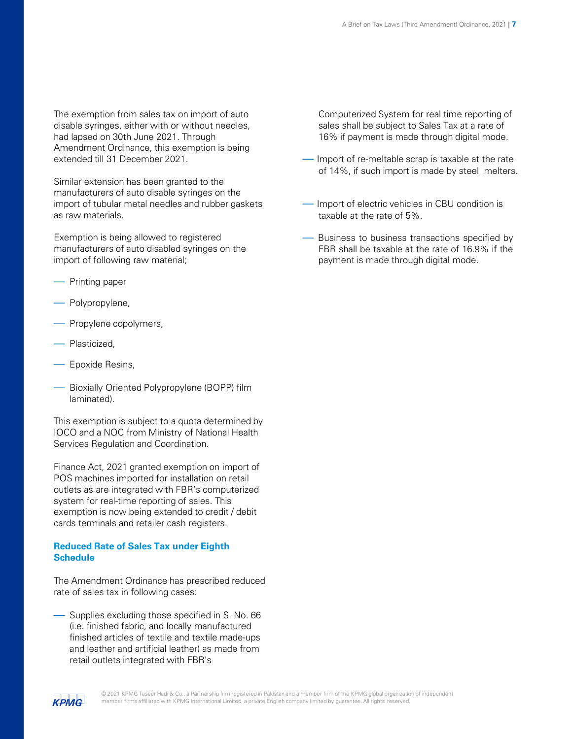The exemption from sales tax on import of auto disable syringes, either with or without needles, had lapsed on 30th June 2021. Through Amendment Ordinance, this exemption is being extended till 31 December 2021.

Similar extension has been granted to the manufacturers of auto disable syringes on the import of tubular metal needles and rubber gaskets as raw materials.

Exemption is being allowed to registered manufacturers of auto disabled syringes on the import of following raw material;

- Printing paper
- Polypropylene,
- Propylene copolymers,
- Plasticized,
- Epoxide Resins,
- Bioxially Oriented Polypropylene (BOPP) film laminated).

This exemption is subject to a quota determined by IOCO and a NOC from Ministry of National Health Services Regulation and Coordination.

Finance Act, 2021 granted exemption on import of POS machines imported for installation on retail outlets as are integrated with FBR's computerized system for real-time reporting of sales. This exemption is now being extended to credit / debit cards terminals and retailer cash registers.

### Reduced Rate of Sales Tax under Eighth Schedule

The Amendment Ordinance has prescribed reduced rate of sales tax in following cases:

- Supplies excluding those specified in S. No. 66 (i.e. finished fabric, and locally manufactured finished articles of textile and textile made-ups and leather and artificial leather) as made from retail outlets integrated with FBR's Computerized System for real time reporting of sales shall be subject to Sales Tax at a rate of 16% if payment is made through digital mode.
- Import of re-meltable scrap is taxable at the rate of 14%, if such import is made by steel melters.
- Import of electric vehicles in CBU condition is taxable at the rate of 5%.
- Business to business transactions specified by FBR shall be taxable at the rate of 16.9% if the payment is made through digital mode.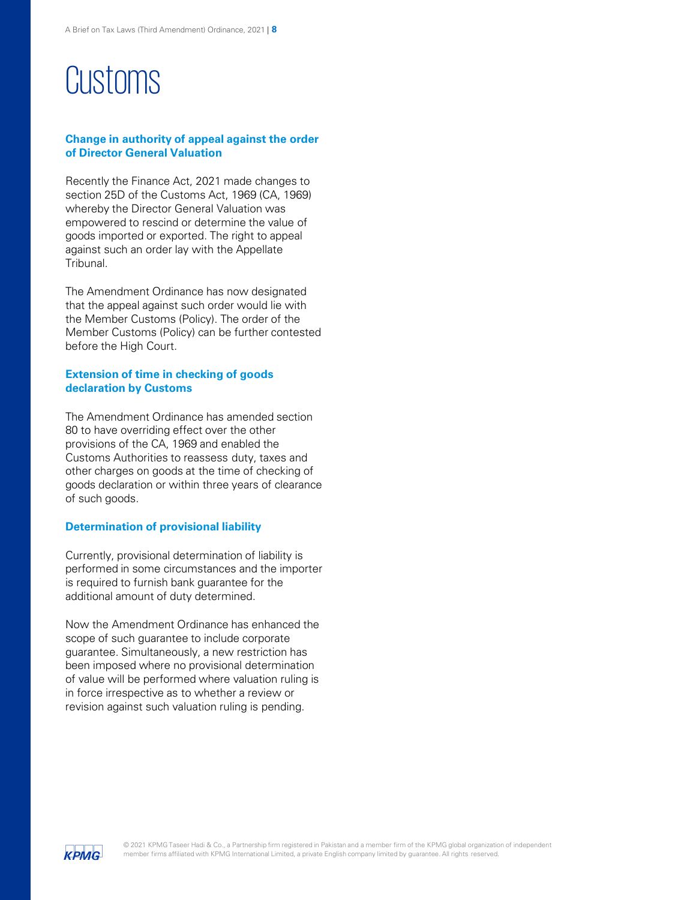# Customs

### Change in authority of appeal against the order of Director General Valuation

Recently the Finance Act, 2021 made changes to section 25D of the Customs Act, 1969 (CA, 1969) whereby the Director General Valuation was empowered to rescind or determine the value of goods imported or exported. The right to appeal against such an order lay with the Appellate Tribunal.

The Amendment Ordinance has now designated that the appeal against such order would lie with the Member Customs (Policy). The order of the Member Customs (Policy) can be further contested before the High Court.

### Extension of time in checking of goods declaration by Customs

The Amendment Ordinance has amended section 80 to have overriding effect over the other provisions of the CA, 1969 and enabled the Customs Authorities to reassess duty, taxes and other charges on goods at the time of checking of goods declaration or within three years of clearance of such goods.

### Determination of provisional liability

Currently, provisional determination of liability is performed in some circumstances and the importer is required to furnish bank guarantee for the additional amount of duty determined.

Now the Amendment Ordinance has enhanced the scope of such guarantee to include corporate guarantee. Simultaneously, a new restriction has been imposed where no provisional determination of value will be performed where valuation ruling is in force irrespective as to whether a review or revision against such valuation ruling is pending.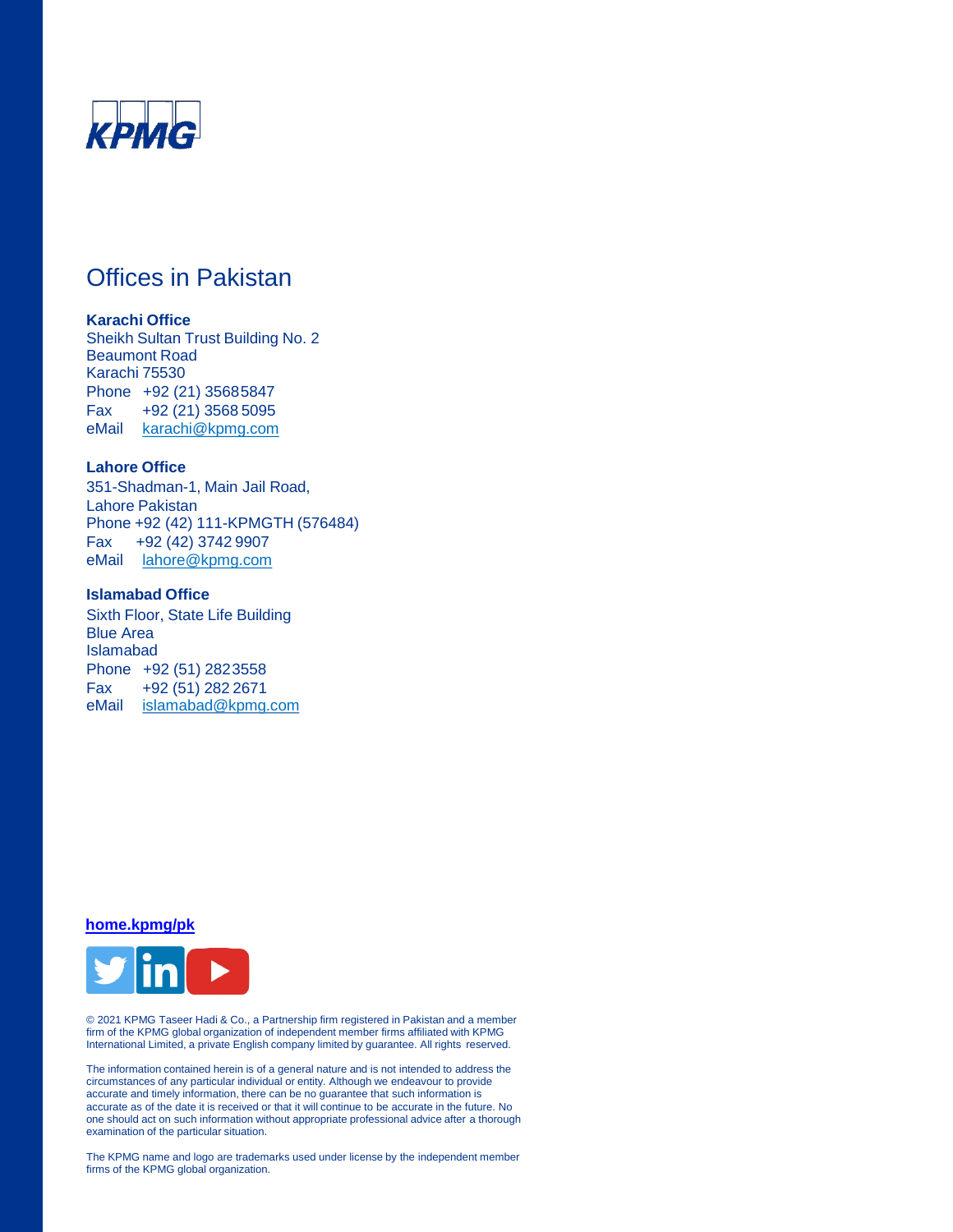KPMG

# Offices in Pakistan

**Karachi Office**
Sheikh Sultan Trust Building No. 2
Beaumont Road
Karachi 75530
Phone +92 (21) 3568 5847
Fax +92 (21) 3568 5095
eMail karachi@kpmg.com

**Lahore Office**
351-Shadman-1, Main Jail Road,
Lahore Pakistan
Phone +92 (42) 111-KPMGTH (576484)
Fax +92 (42) 3742 9907
eMail lahore@kpmg.com

**Islamabad Office**
Sixth Floor, State Life Building
Blue Area
Islamabad
Phone +92 (51) 282 3558
Fax +92 (51) 282 2671
eMail islamabad@kpmg.com

**home.kpmg/pk**

© 2021 KPMG Taseer Hadi & Co., a Partnership firm registered in Pakistan and a member firm of the KPMG global organization of independent member firms affiliated with KPMG International Limited, a private English company limited by guarantee. All rights reserved.

The information contained herein is of a general nature and is not intended to address the circumstances of any particular individual or entity. Although we endeavour to provide accurate and timely information, there can be no guarantee that such information is accurate as of the date it is received or that it will continue to be accurate in the future. No one should act on such information without appropriate professional advice after a thorough examination of the particular situation.

The KPMG name and logo are trademarks used under license by the independent member firms of the KPMG global organization.